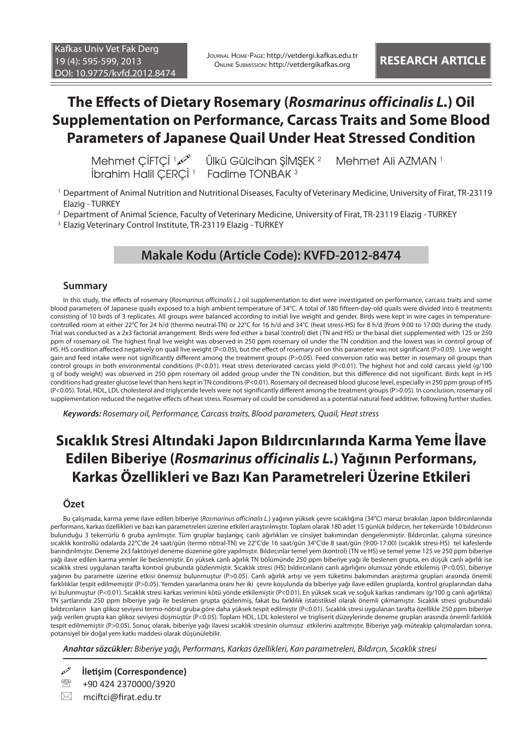# The Effects of Dietary Rosemary (*Rosmarinus officinalis L.*) Oil Supplementation on Performance, Carcass Traits and Some Blood Parameters of Japanese Quail Under Heat Stressed Condition

Mehmet ÇİFTÇİ [1] Ülkü Gülcihan ŞİMŞEK [2] Mehmet Ali AZMAN [1] İbrahim Halil ÇERÇİ [1] Fadime TONBAK [3]

[1] Department of Animal Nutrition and Nutritional Diseases, Faculty of Veterinary Medicine, University of Firat, TR-23119 Elazig - TURKEY

[2] Department of Animal Science, Faculty of Veterinary Medicine, University of Firat, TR-23119 Elazig - TURKEY

[3] Elazig Veterinary Control Institute, TR-23119 Elazig - TURKEY

## Makale Kodu (Article Code): KVFD-2012-8474

### Summary

In this study, the effects of rosemary (*Rosmarinus officinalis L.*) oil supplementation to diet were investigated on performance, carcass traits and some blood parameters of Japanese quails exposed to a high ambient temperature of 34°C. A total of 180 fifteen-day-old quails were divided into 6 treatments consisting of 10 birds of 3 replicates. All groups were balanced according to initial live weight and gender. Birds were kept in wire cages in temperature-controlled room at either 22°C for 24 h/d (thermo neutral-TN) or 22°C for 16 h/d and 34°C (heat stress-HS) for 8 h/d (from 9:00 to 17:00) during the study. Trial was conducted as a 2x3 factorial arrangement. Birds were fed either a basal (control) diet (TN and HS) or the basal diet supplemented with 125 or 250 ppm of rosemary oil. The highest final live weight was observed in 250 ppm rosemary oil under the TN condition and the lowest was in control group of HS. HS condition affected negatively on quail live weight (P<0.05), but the effect of rosemary oil on this parameter was not significant (P>0.05). Live weight gain and feed intake were not significantly different among the treatment groups (P>0.05). Feed conversion ratio was better in rosemary oil groups than control groups in both environmental conditions (P<0.01). Heat stress deteriorated carcass yield (P<0.01). The highest hot and cold carcass yield (g/100 g of body weight) was observed in 250 ppm rosemary oil added group under the TN condition, but this difference did not significant. Birds kept in HS conditions had greater glucose level than hens kept in TN conditions (P<0.01). Rosemary oil decreased blood glucose level, especially in 250 ppm group of HS (P<0.05). Total, HDL, LDL cholesterol and triglyceride levels were not significantly different among the treatment groups (P>0.05). In conclusion, rosemary oil supplementation reduced the negative effects of heat stress. Rosemary oil could be considered as a potential natural feed additive, following further studies.

***Keywords:*** *Rosemary oil, Performance, Carcass traits, Blood parameters, Quail, Heat stress*

# Sıcaklık Stresi Altındaki Japon Bıldırcınlarında Karma Yeme İlave Edilen Biberiye (*Rosmarinus officinalis L.*) Yağının Performans, Karkas Özellikleri ve Bazı Kan Parametreleri Üzerine Etkileri

### Özet

Bu çalışmada, karma yeme ilave edilen biberiye (*Rosmarinus officinalis L.*) yağının yüksek çevre sıcaklığına (34°C) maruz bırakılan Japon bıldırcınlarında performans, karkas özellikleri ve bazı kan parametreleri üzerine etkileri araştırılmıştır. Toplam olarak 180 adet 15 günlük bıldırcın, her tekerrürde 10 bıldırcının bulunduğu 3 tekerrürlü 6 gruba ayrılmıştır. Tüm gruplar başlangıç canlı ağırlıkları ve cinsiyet bakımından dengelenmiştir. Bıldırcınlar, çalışma süresince sıcaklık kontrollü odalarda 22°C'de 24 saat/gün (termo nötral-TN) ve 22°C'de 16 saat/gün 34°C'de 8 saat/gün (9:00-17:00) (sıcaklık stresi-HS) tel kafeslerde barındırılmıştır. Deneme 2x3 faktöriyel deneme düzenine göre yapılmıştır. Bıldırcınlar temel yem (kontrol) (TN ve HS) ve temel yeme 125 ve 250 ppm biberiye yağı ilave edilen karma yemler ile beslenmiştir. En yüksek canlı ağırlık TN bölümünde 250 ppm biberiye yağı ile beslenen grupta, en düşük canlı ağırlık ise sıcaklık stresi uygulanan tarafta kontrol grubunda gözlenmiştir. Sıcaklık stresi (HS) bıldırcınların canlı ağırlığını olumsuz yönde etkilemiş (P<0.05), biberiye yağının bu parametre üzerine etkisi önemsiz bulunmuştur (P>0.05). Canlı ağırlık artışı ve yem tüketimi bakımından araştırma grupları arasında önemli farklılıklar tespit edilmemiştir (P>0.05). Yemden yararlanma oranı her iki çevre koşulunda da biberiye yağı ilave edilen gruplarda, kontrol gruplarından daha iyi bulunmuştur (P<0.01). Sıcaklık stresi karkas verimini kötü yönde etkilemiştir (P<0.01). En yüksek sıcak ve soğuk karkas randımanı (g/100 g canlı ağırlıkta) TN şartlarında 250 ppm biberiye yağı ile beslenen grupta gözlenmiş, fakat bu farklılık istatistiksel olarak önemli çıkmamıştır. Sıcaklık stresi grubundaki bıldırcınların kan glikoz seviyesi termo-nötral gruba göre daha yüksek tespit edilmiştir (P<0.01). Sıcaklık stresi uygulanan tarafta özellikle 250 ppm biberiye yağı verilen grupta kan glikoz seviyesi düşmüştür (P<0.05). Toplam HDL, LDL kolesterol ve trigliserit düzeylerinde deneme grupları arasında önemli farklılık tespit edilmemiştir (P>0.05). Sonuç olarak, biberiye yağı ilavesi sıcaklık stresinin olumsuz etkilerini azaltmıştır. Biberiye yağı müteakip çalışmalardan sonra, potansiyel bir doğal yem katkı maddesi olarak düşünülebilir.

***Anahtar sözcükler:*** *Biberiye yağı, Performans, Karkas özellikleri, Kan parametreleri, Bıldırcın, Sıcaklık stresi*

**İletişim (Correspondence)**

+90 424 2370000/3920

mciftci@firat.edu.tr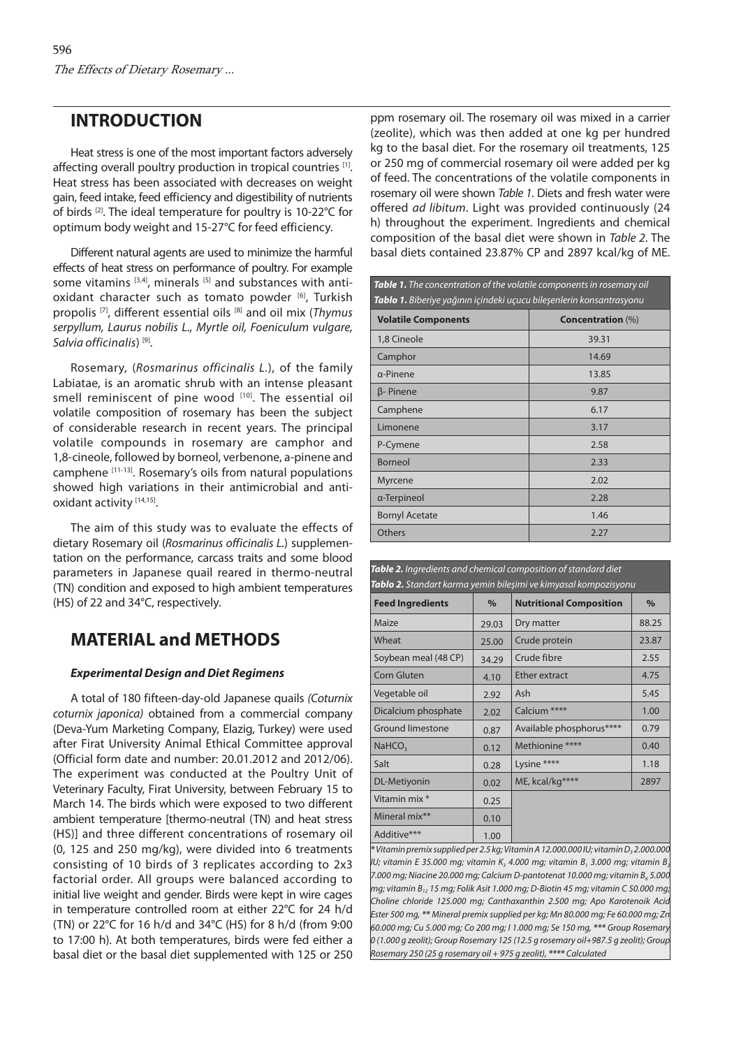## INTRODUCTION

Heat stress is one of the most important factors adversely affecting overall poultry production in tropical countries [1]. Heat stress has been associated with decreases on weight gain, feed intake, feed efficiency and digestibility of nutrients of birds [2]. The ideal temperature for poultry is 10-22°C for optimum body weight and 15-27°C for feed efficiency.

Different natural agents are used to minimize the harmful effects of heat stress on performance of poultry. For example some vitamins [3,4], minerals [5] and substances with anti-oxidant character such as tomato powder [6], Turkish propolis [7], different essential oils [8] and oil mix (*Thymus serpyllum, Laurus nobilis L., Myrtle oil, Foeniculum vulgare, Salvia officinalis*) [9].

Rosemary, (*Rosmarinus officinalis L.*), of the family Labiatae, is an aromatic shrub with an intense pleasant smell reminiscent of pine wood [10]. The essential oil volatile composition of rosemary has been the subject of considerable research in recent years. The principal volatile compounds in rosemary are camphor and 1,8-cineole, followed by borneol, verbenone, a-pinene and camphene [11-13]. Rosemary's oils from natural populations showed high variations in their antimicrobial and anti-oxidant activity [14,15].

The aim of this study was to evaluate the effects of dietary Rosemary oil (*Rosmarinus officinalis L.*) supplementation on the performance, carcass traits and some blood parameters in Japanese quail reared in thermo-neutral (TN) condition and exposed to high ambient temperatures (HS) of 22 and 34°C, respectively.

## MATERIAL and METHODS

### *Experimental Design and Diet Regimens*

A total of 180 fifteen-day-old Japanese quails *(Coturnix coturnix japonica)* obtained from a commercial company (Deva-Yum Marketing Company, Elazig, Turkey) were used after Firat University Animal Ethical Committee approval (Official form date and number: 20.01.2012 and 2012/06). The experiment was conducted at the Poultry Unit of Veterinary Faculty, Firat University, between February 15 to March 14. The birds which were exposed to two different ambient temperature [thermo-neutral (TN) and heat stress (HS)] and three different concentrations of rosemary oil (0, 125 and 250 mg/kg), were divided into 6 treatments consisting of 10 birds of 3 replicates according to 2x3 factorial order. All groups were balanced according to initial live weight and gender. Birds were kept in wire cages in temperature controlled room at either 22°C for 24 h/d (TN) or 22°C for 16 h/d and 34°C (HS) for 8 h/d (from 9:00 to 17:00 h). At both temperatures, birds were fed either a basal diet or the basal diet supplemented with 125 or 250 ppm rosemary oil. The rosemary oil was mixed in a carrier (zeolite), which was then added at one kg per hundred kg to the basal diet. For the rosemary oil treatments, 125 or 250 mg of commercial rosemary oil were added per kg of feed. The concentrations of the volatile components in rosemary oil were shown *Table 1*. Diets and fresh water were offered *ad libitum*. Light was provided continuously (24 h) throughout the experiment. Ingredients and chemical composition of the basal diet were shown in *Table 2*. The basal diets contained 23.87% CP and 2897 kcal/kg of ME.

***Table 1.*** *The concentration of the volatile components in rosemary oil*
***Tablo 1.*** *Biberiye yağının içindeki uçucu bileşenlerin konsantrasyonu*

| Volatile Components | Concentration (%) |
|---|---|
| 1,8 Cineole | 39.31 |
| Camphor | 14.69 |
| α-Pinene | 13.85 |
| β- Pinene | 9.87 |
| Camphene | 6.17 |
| Limonene | 3.17 |
| P-Cymene | 2.58 |
| Borneol | 2.33 |
| Myrcene | 2.02 |
| α-Terpineol | 2.28 |
| Bornyl Acetate | 1.46 |
| Others | 2.27 |

***Table 2.*** *Ingredients and chemical composition of standard diet*
***Tablo 2.*** *Standart karma yemin bileşimi ve kimyasal kompozisyonu*

| Feed Ingredients | % | Nutritional Composition | % |
|---|---|---|---|
| Maize | 29.03 | Dry matter | 88.25 |
| Wheat | 25.00 | Crude protein | 23.87 |
| Soybean meal (48 CP) | 34.29 | Crude fibre | 2.55 |
| Corn Gluten | 4.10 | Ether extract | 4.75 |
| Vegetable oil | 2.92 | Ash | 5.45 |
| Dicalcium phosphate | 2.02 | Calcium **** | 1.00 |
| Ground limestone | 0.87 | Available phosphorus**** | 0.79 |
| $NaHCO_3$ | 0.12 | Methionine **** | 0.40 |
| Salt | 0.28 | Lysine **** | 1.18 |
| DL-Metiyonin | 0.02 | ME, kcal/kg**** | 2897 |
| Vitamin mix * | 0.25 | | |
| Mineral mix** | 0.10 | | |
| Additive*** | 1.00 | | |

*\* Vitamin premix supplied per 2.5 kg; Vitamin A 12.000.000 IU; vitamin $D_3$ 2.000.000 IU; vitamin E 35.000 mg; vitamin $K_3$ 4.000 mg; vitamin $B_1$ 3.000 mg; vitamin $B_2$ 7.000 mg; Niacine 20.000 mg; Calcium D-pantotenat 10.000 mg; vitamin $B_6$ 5.000 mg; vitamin $B_{12}$ 15 mg; Folik Asit 1.000 mg; D-Biotin 45 mg; vitamin C 50.000 mg; Choline chloride 125.000 mg; Canthaxanthin 2.500 mg; Apo Karotenoik Acid Ester 500 mg, \*\* Mineral premix supplied per kg; Mn 80.000 mg; Fe 60.000 mg; Zn 60.000 mg; Cu 5.000 mg; Co 200 mg; I 1.000 mg; Se 150 mg, \*\*\* Group Rosemary 0 (1.000 g zeolit); Group Rosemary 125 (12.5 g rosemary oil+987.5 g zeolit); Group Rosemary 250 (25 g rosemary oil + 975 g zeolit), \*\*\*\* Calculated*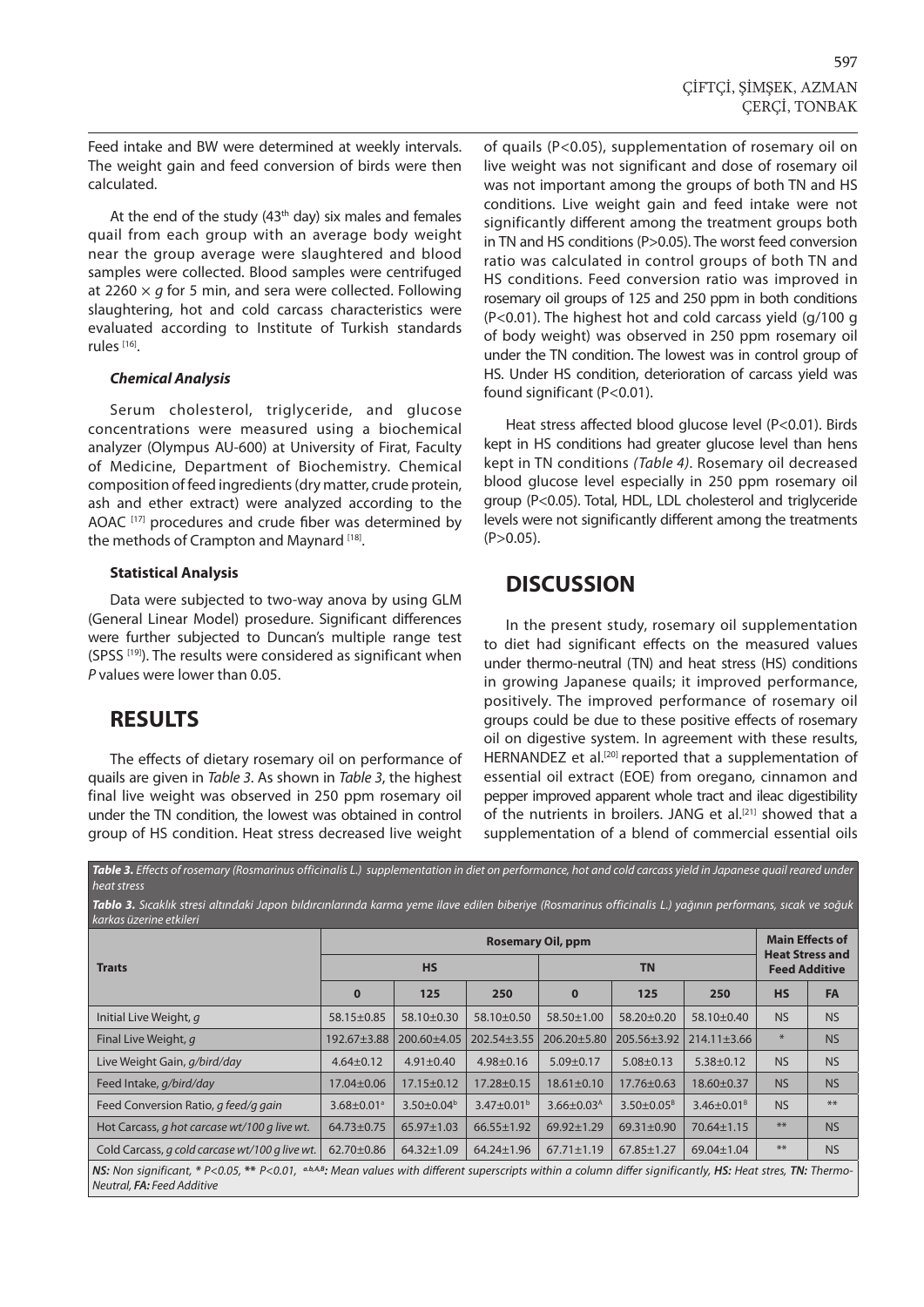Feed intake and BW were determined at weekly intervals. The weight gain and feed conversion of birds were then calculated.

At the end of the study (43[th] day) six males and females quail from each group with an average body weight near the group average were slaughtered and blood samples were collected. Blood samples were centrifuged at 2260 × *g* for 5 min, and sera were collected. Following slaughtering, hot and cold carcass characteristics were evaluated according to Institute of Turkish standards rules [16].

### *Chemical Analysis*

Serum cholesterol, triglyceride, and glucose concentrations were measured using a biochemical analyzer (Olympus AU-600) at University of Firat, Faculty of Medicine, Department of Biochemistry. Chemical composition of feed ingredients (dry matter, crude protein, ash and ether extract) were analyzed according to the AOAC [17] procedures and crude fiber was determined by the methods of Crampton and Maynard [18].

### Statistical Analysis

Data were subjected to two-way anova by using GLM (General Linear Model) prosedure. Significant differences were further subjected to Duncan's multiple range test (SPSS [19]). The results were considered as significant when *P* values were lower than 0.05.

## RESULTS

The effects of dietary rosemary oil on performance of quails are given in *Table 3*. As shown in *Table 3*, the highest final live weight was observed in 250 ppm rosemary oil under the TN condition, the lowest was obtained in control group of HS condition. Heat stress decreased live weight of quails (P<0.05), supplementation of rosemary oil on live weight was not significant and dose of rosemary oil was not important among the groups of both TN and HS conditions. Live weight gain and feed intake were not significantly different among the treatment groups both in TN and HS conditions (P>0.05). The worst feed conversion ratio was calculated in control groups of both TN and HS conditions. Feed conversion ratio was improved in rosemary oil groups of 125 and 250 ppm in both conditions (P<0.01). The highest hot and cold carcass yield (g/100 g of body weight) was observed in 250 ppm rosemary oil under the TN condition. The lowest was in control group of HS. Under HS condition, deterioration of carcass yield was found significant (P<0.01).

Heat stress affected blood glucose level (P<0.01). Birds kept in HS conditions had greater glucose level than hens kept in TN conditions *(Table 4)*. Rosemary oil decreased blood glucose level especially in 250 ppm rosemary oil group (P<0.05). Total, HDL, LDL cholesterol and triglyceride levels were not significantly different among the treatments (P>0.05).

## DISCUSSION

In the present study, rosemary oil supplementation to diet had significant effects on the measured values under thermo-neutral (TN) and heat stress (HS) conditions in growing Japanese quails; it improved performance, positively. The improved performance of rosemary oil groups could be due to these positive effects of rosemary oil on digestive system. In agreement with these results, HERNANDEZ et al.[20] reported that a supplementation of essential oil extract (EOE) from oregano, cinnamon and pepper improved apparent whole tract and ileac digestibility of the nutrients in broilers. JANG et al.[21] showed that a supplementation of a blend of commercial essential oils

***Table 3.*** *Effects of rosemary (Rosmarinus officinalis L.) supplementation in diet on performance, hot and cold carcass yield in Japanese quail reared under heat stress*

***Tablo 3.*** *Sıcaklık stresi altındaki Japon bıldırcınlarında karma yeme ilave edilen biberiye (Rosmarinus officinalis L.) yağının performans, sıcak ve soğuk karkas üzerine etkileri*

| Traıts | Rosemary Oil, ppm | | | | | | Main Effects of Heat Stress and Feed Additive | |
|---|---|---|---|---|---|---|---|---|
| | HS | | | TN | | | | |
| | 0 | 125 | 250 | 0 | 125 | 250 | HS | FA |
| Initial Live Weight, g | 58.15±0.85 | 58.10±0.30 | 58.10±0.50 | 58.50±1.00 | 58.20±0.20 | 58.10±0.40 | NS | NS |
| Final Live Weight, g | 192.67±3.88 | 200.60±4.05 | 202.54±3.55 | 206.20±5.80 | 205.56±3.92 | 214.11±3.66 | * | NS |
| Live Weight Gain, g/bird/day | 4.64±0.12 | 4.91±0.40 | 4.98±0.16 | 5.09±0.17 | 5.08±0.13 | 5.38±0.12 | NS | NS |
| Feed Intake, g/bird/day | 17.04±0.06 | 17.15±0.12 | 17.28±0.15 | 18.61±0.10 | 17.76±0.63 | 18.60±0.37 | NS | NS |
| Feed Conversion Ratio, g feed/g gain | 3.68±0.01[a] | 3.50±0.04[b] | 3.47±0.01[b] | 3.66±0.03[A] | 3.50±0.05[B] | 3.46±0.01[B] | NS | ** |
| Hot Carcass, g hot carcase wt/100 g live wt. | 64.73±0.75 | 65.97±1.03 | 66.55±1.92 | 69.92±1.29 | 69.31±0.90 | 70.64±1.15 | ** | NS |
| Cold Carcass, g cold carcase wt/100 g live wt. | 62.70±0.86 | 64.32±1.09 | 64.24±1.96 | 67.71±1.19 | 67.85±1.27 | 69.04±1.04 | ** | NS |

***NS:*** *Non significant, * P<0.05, ** P<0.01,* ***a,b,A,B:*** *Mean values with different superscripts within a column differ significantly,* ***HS:*** *Heat stres,* ***TN:*** *Thermo-Neutral,* ***FA:*** *Feed Additive*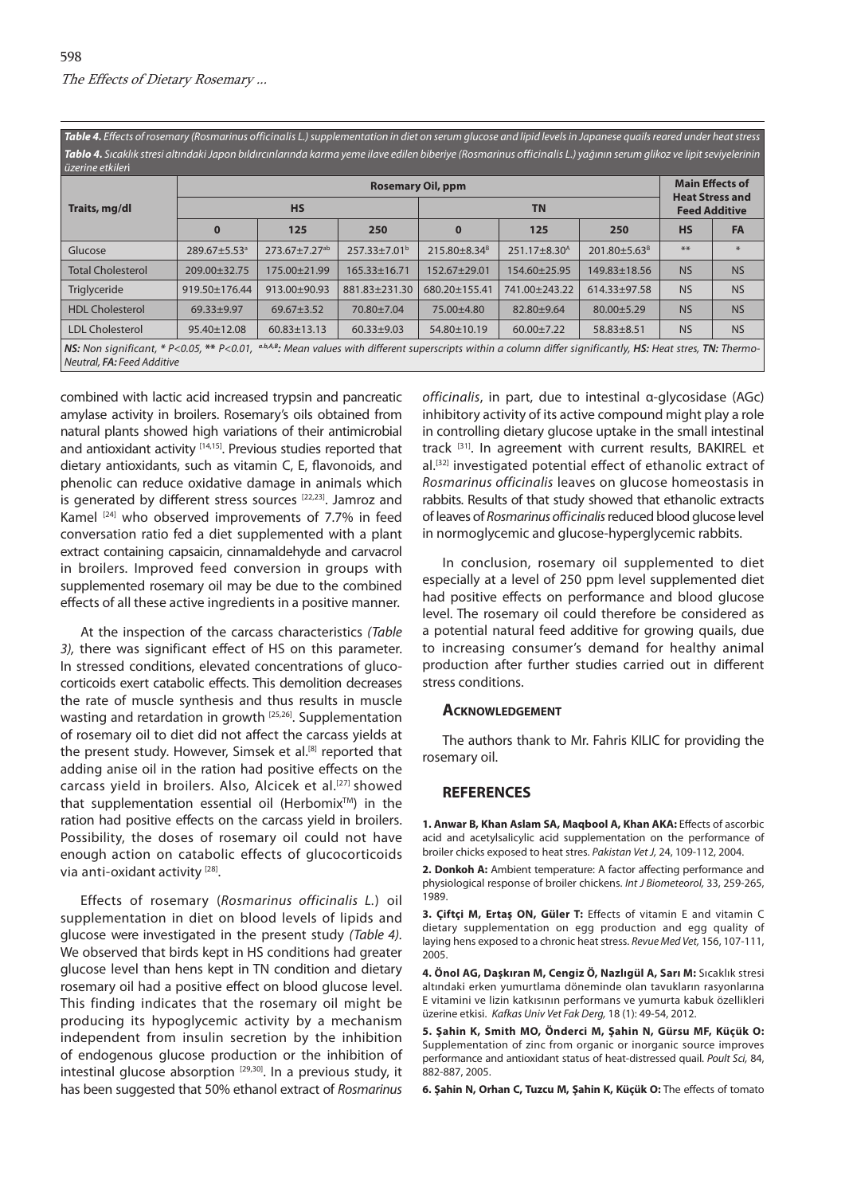**Table 4.** *Effects of rosemary (Rosmarinus officinalis L.) supplementation in diet on serum glucose and lipid levels in Japanese quails reared under heat stress*

**Tablo 4.** *Sıcaklık stresi altındaki Japon bıldırcınlarında karma yeme ilave edilen biberiye (Rosmarinus officinalis L.) yağının serum glikoz ve lipit seviyelerinin üzerine etkileri*

| Traits, mg/dl | Rosemary Oil, ppm | | | | | | Main Effects of Heat Stress and Feed Additive | |
|---|---|---|---|---|---|---|---|---|
| | HS | | | TN | | | | |
| | 0 | 125 | 250 | 0 | 125 | 250 | HS | FA |
| Glucose | 289.67±5.53$^{a}$ | 273.67±7.27$^{ab}$ | 257.33±7.01$^{b}$ | 215.80±8.34$^{B}$ | 251.17±8.30$^{A}$ | 201.80±5.63$^{B}$ | ** | * |
| Total Cholesterol | 209.00±32.75 | 175.00±21.99 | 165.33±16.71 | 152.67±29.01 | 154.60±25.95 | 149.83±18.56 | NS | NS |
| Triglyceride | 919.50±176.44 | 913.00±90.93 | 881.83±231.30 | 680.20±155.41 | 741.00±243.22 | 614.33±97.58 | NS | NS |
| HDL Cholesterol | 69.33±9.97 | 69.67±3.52 | 70.80±7.04 | 75.00±4.80 | 82.80±9.64 | 80.00±5.29 | NS | NS |
| LDL Cholesterol | 95.40±12.08 | 60.83±13.13 | 60.33±9.03 | 54.80±10.19 | 60.00±7.22 | 58.83±8.51 | NS | NS |

***NS:** Non significant, * P<0.05, ** P<0.01, $^{a,b,A,B}$: Mean values with different superscripts within a column differ significantly, **HS:** Heat stres, **TN:** Thermo-Neutral, **FA:** Feed Additive*

combined with lactic acid increased trypsin and pancreatic amylase activity in broilers. Rosemary's oils obtained from natural plants showed high variations of their antimicrobial and antioxidant activity [14,15]. Previous studies reported that dietary antioxidants, such as vitamin C, E, flavonoids, and phenolic can reduce oxidative damage in animals which is generated by different stress sources [22,23]. Jamroz and Kamel [24] who observed improvements of 7.7% in feed conversation ratio fed a diet supplemented with a plant extract containing capsaicin, cinnamaldehyde and carvacrol in broilers. Improved feed conversion in groups with supplemented rosemary oil may be due to the combined effects of all these active ingredients in a positive manner.

At the inspection of the carcass characteristics *(Table 3),* there was significant effect of HS on this parameter. In stressed conditions, elevated concentrations of glucocorticoids exert catabolic effects. This demolition decreases the rate of muscle synthesis and thus results in muscle wasting and retardation in growth [25,26]. Supplementation of rosemary oil to diet did not affect the carcass yields at the present study. However, Simsek et al.[8] reported that adding anise oil in the ration had positive effects on the carcass yield in broilers. Also, Alcicek et al.[27] showed that supplementation essential oil (Herbomix™) in the ration had positive effects on the carcass yield in broilers. Possibility, the doses of rosemary oil could not have enough action on catabolic effects of glucocorticoids via anti-oxidant activity [28].

Effects of rosemary (*Rosmarinus officinalis L.*) oil supplementation in diet on blood levels of lipids and glucose were investigated in the present study *(Table 4)*. We observed that birds kept in HS conditions had greater glucose level than hens kept in TN condition and dietary rosemary oil had a positive effect on blood glucose level. This finding indicates that the rosemary oil might be producing its hypoglycemic activity by a mechanism independent from insulin secretion by the inhibition of endogenous glucose production or the inhibition of intestinal glucose absorption [29,30]. In a previous study, it has been suggested that 50% ethanol extract of *Rosmarinus officinalis*, in part, due to intestinal α-glycosidase (AGc) inhibitory activity of its active compound might play a role in controlling dietary glucose uptake in the small intestinal track [31]. In agreement with current results, BAKIREL et al.[32] investigated potential effect of ethanolic extract of *Rosmarinus officinalis* leaves on glucose homeostasis in rabbits. Results of that study showed that ethanolic extracts of leaves of *Rosmarinus officinalis* reduced blood glucose level in normoglycemic and glucose-hyperglycemic rabbits.

In conclusion, rosemary oil supplemented to diet especially at a level of 250 ppm level supplemented diet had positive effects on performance and blood glucose level. The rosemary oil could therefore be considered as a potential natural feed additive for growing quails, due to increasing consumer's demand for healthy animal production after further studies carried out in different stress conditions.

## Acknowledgement

The authors thank to Mr. Fahris KILIC for providing the rosemary oil.

## REFERENCES

**1. Anwar B, Khan Aslam SA, Maqbool A, Khan AKA:** Effects of ascorbic acid and acetylsalicylic acid supplementation on the performance of broiler chicks exposed to heat stres. *Pakistan Vet J,* 24, 109-112, 2004.

**2. Donkoh A:** Ambient temperature: A factor affecting performance and physiological response of broiler chickens. *Int J Biometeorol,* 33, 259-265, 1989.

**3. Çiftçi M, Ertaş ON, Güler T:** Effects of vitamin E and vitamin C dietary supplementation on egg production and egg quality of laying hens exposed to a chronic heat stress. *Revue Med Vet,* 156, 107-111, 2005.

**4. Önol AG, Daşkıran M, Cengiz Ö, Nazlıgül A, Sarı M:** Sıcaklık stresi altındaki erken yumurtlama döneminde olan tavukların rasyonlarına E vitamini ve lizin katkısının performans ve yumurta kabuk özellikleri üzerine etkisi. *Kafkas Univ Vet Fak Derg,* 18 (1): 49-54, 2012.

**5. Şahin K, Smith MO, Önderci M, Şahin N, Gürsu MF, Küçük O:** Supplementation of zinc from organic or inorganic source improves performance and antioxidant status of heat-distressed quail. *Poult Sci,* 84, 882-887, 2005.

**6. Şahin N, Orhan C, Tuzcu M, Şahin K, Küçük O:** The effects of tomato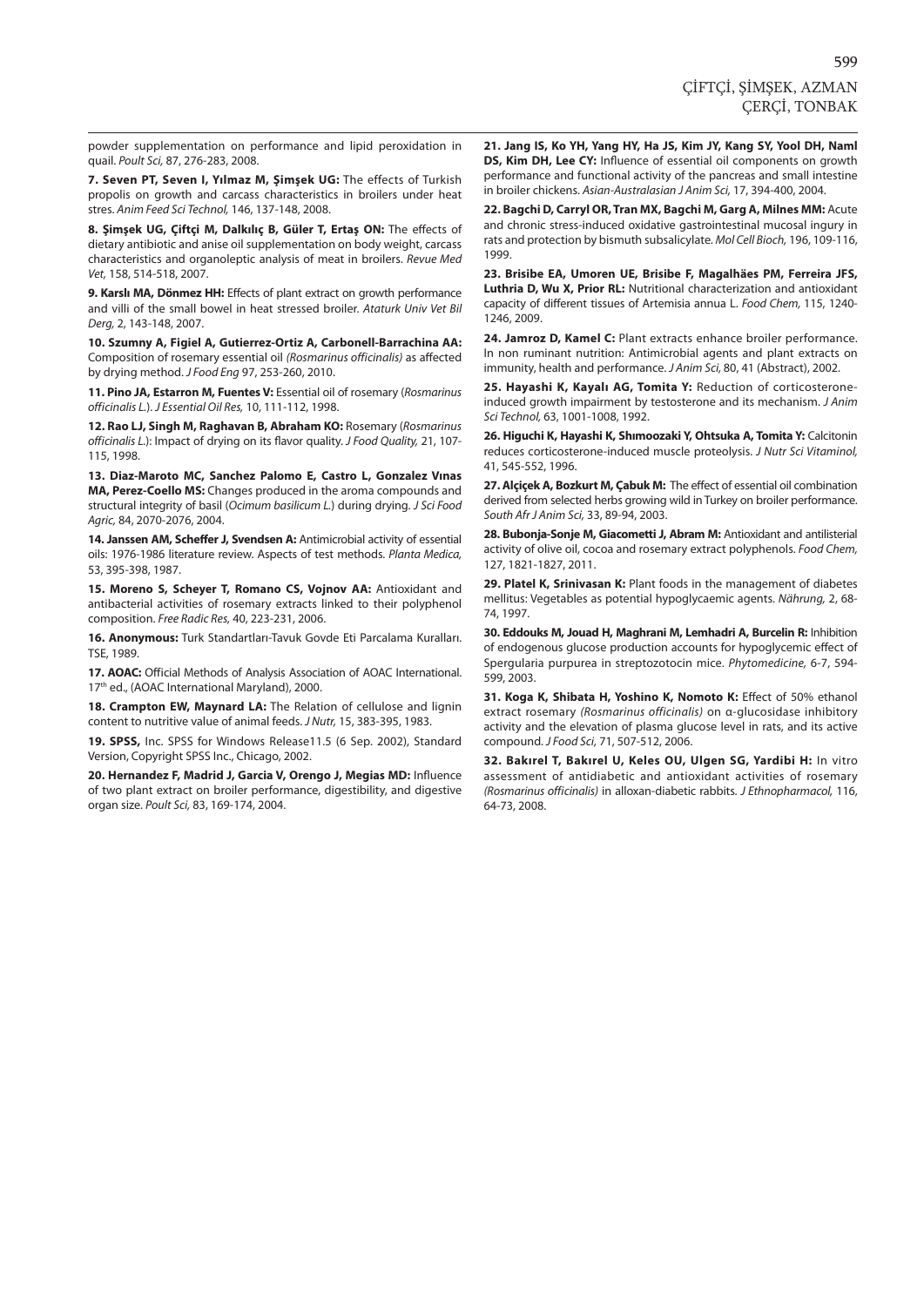powder supplementation on performance and lipid peroxidation in quail. *Poult Sci,* 87, 276-283, 2008.

**7. Seven PT, Seven I, Yılmaz M, Şimşek UG:** The effects of Turkish propolis on growth and carcass characteristics in broilers under heat stres. *Anim Feed Sci Technol,* 146, 137-148, 2008.

**8. Şimşek UG, Çiftçi M, Dalkılıç B, Güler T, Ertaş ON:** The effects of dietary antibiotic and anise oil supplementation on body weight, carcass characteristics and organoleptic analysis of meat in broilers. *Revue Med Vet,* 158, 514-518, 2007.

**9. Karslı MA, Dönmez HH:** Effects of plant extract on growth performance and villi of the small bowel in heat stressed broiler. *Ataturk Univ Vet Bil Derg,* 2, 143-148, 2007.

**10. Szumny A, Figiel A, Gutierrez-Ortiz A, Carbonell-Barrachina AA:** Composition of rosemary essential oil *(Rosmarinus officinalis)* as affected by drying method. *J Food Eng* 97, 253-260, 2010.

**11. Pino JA, Estarron M, Fuentes V:** Essential oil of rosemary (*Rosmarinus officinalis L.*). *J Essential Oil Res,* 10, 111-112, 1998.

**12. Rao LJ, Singh M, Raghavan B, Abraham KO:** Rosemary (*Rosmarinus officinalis L.*): Impact of drying on its flavor quality. *J Food Quality,* 21, 107-115, 1998.

**13. Diaz-Maroto MC, Sanchez Palomo E, Castro L, Gonzalez Vınas MA, Perez-Coello MS:** Changes produced in the aroma compounds and structural integrity of basil (*Ocimum basilicum L.*) during drying. *J Sci Food Agric,* 84, 2070-2076, 2004.

**14. Janssen AM, Scheffer J, Svendsen A:** Antimicrobial activity of essential oils: 1976-1986 literature review. Aspects of test methods. *Planta Medica,* 53, 395-398, 1987.

**15. Moreno S, Scheyer T, Romano CS, Vojnov AA:** Antioxidant and antibacterial activities of rosemary extracts linked to their polyphenol composition. *Free Radic Res,* 40, 223-231, 2006.

**16. Anonymous:** Turk Standartları-Tavuk Govde Eti Parcalama Kuralları. TSE, 1989.

**17. AOAC:** Official Methods of Analysis Association of AOAC International. 17th ed., (AOAC International Maryland), 2000.

**18. Crampton EW, Maynard LA:** The Relation of cellulose and lignin content to nutritive value of animal feeds. *J Nutr,* 15, 383-395, 1983.

**19. SPSS,** Inc. SPSS for Windows Release11.5 (6 Sep. 2002), Standard Version, Copyright SPSS Inc., Chicago, 2002.

**20. Hernandez F, Madrid J, Garcia V, Orengo J, Megias MD:** Influence of two plant extract on broiler performance, digestibility, and digestive organ size. *Poult Sci,* 83, 169-174, 2004.

**21. Jang IS, Ko YH, Yang HY, Ha JS, Kim JY, Kang SY, Yool DH, Naml DS, Kim DH, Lee CY:** Influence of essential oil components on growth performance and functional activity of the pancreas and small intestine in broiler chickens. *Asian-Australasian J Anim Sci,* 17, 394-400, 2004.

**22. Bagchi D, Carryl OR, Tran MX, Bagchi M, Garg A, Milnes MM:** Acute and chronic stress-induced oxidative gastrointestinal mucosal ingury in rats and protection by bismuth subsalicylate. *Mol Cell Bioch,* 196, 109-116, 1999.

**23. Brisibe EA, Umoren UE, Brisibe F, Magalhäes PM, Ferreira JFS, Luthria D, Wu X, Prior RL:** Nutritional characterization and antioxidant capacity of different tissues of Artemisia annua L. *Food Chem,* 115, 1240-1246, 2009.

**24. Jamroz D, Kamel C:** Plant extracts enhance broiler performance. In non ruminant nutrition: Antimicrobial agents and plant extracts on immunity, health and performance. *J Anim Sci,* 80, 41 (Abstract), 2002.

**25. Hayashi K, Kayalı AG, Tomita Y:** Reduction of corticosterone-induced growth impairment by testosterone and its mechanism. *J Anim Sci Technol,* 63, 1001-1008, 1992.

**26. Higuchi K, Hayashi K, Shımoozaki Y, Ohtsuka A, Tomita Y:** Calcitonin reduces corticosterone-induced muscle proteolysis. *J Nutr Sci Vitaminol,* 41, 545-552, 1996.

**27. Alçiçek A, Bozkurt M, Çabuk M:** The effect of essential oil combination derived from selected herbs growing wild in Turkey on broiler performance. *South Afr J Anim Sci,* 33, 89-94, 2003.

**28. Bubonja-Sonje M, Giacometti J, Abram M:** Antioxidant and antilisterial activity of olive oil, cocoa and rosemary extract polyphenols. *Food Chem,* 127, 1821-1827, 2011.

**29. Platel K, Srinivasan K:** Plant foods in the management of diabetes mellitus: Vegetables as potential hypoglycaemic agents. *Nährung,* 2, 68-74, 1997.

**30. Eddouks M, Jouad H, Maghrani M, Lemhadri A, Burcelin R:** Inhibition of endogenous glucose production accounts for hypoglycemic effect of Spergularia purpurea in streptozotocin mice. *Phytomedicine,* 6-7, 594-599, 2003.

**31. Koga K, Shibata H, Yoshino K, Nomoto K:** Effect of 50% ethanol extract rosemary *(Rosmarinus officinalis)* on α-glucosidase inhibitory activity and the elevation of plasma glucose level in rats, and its active compound. *J Food Sci,* 71, 507-512, 2006.

**32. Bakırel T, Bakırel U, Keles OU, Ulgen SG, Yardibi H:** In vitro assessment of antidiabetic and antioxidant activities of rosemary *(Rosmarinus officinalis)* in alloxan-diabetic rabbits. *J Ethnopharmacol,* 116, 64-73, 2008.